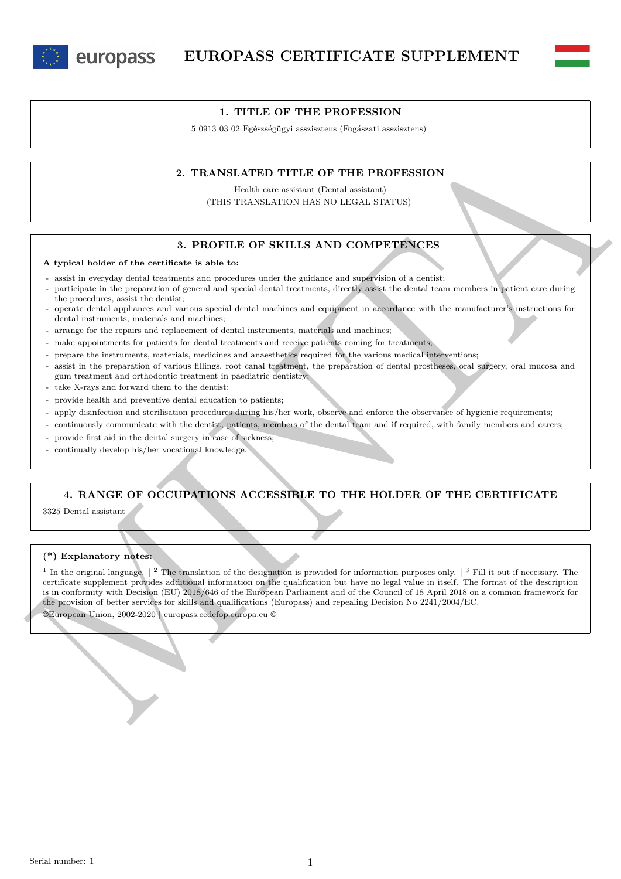# EUROPASS CERTIFICATE SUPPLEMENT

## 1. TITLE OF THE PROFESSION

5 0913 03 02 Egészségügyi asszisztens (Fogászati asszisztens)

## 2. TRANSLATED TITLE OF THE PROFESSION

Health care assistant (Dental assistant)
(THIS TRANSLATION HAS NO LEGAL STATUS)

## 3. PROFILE OF SKILLS AND COMPETENCES

**A typical holder of the certificate is able to:**

- assist in everyday dental treatments and procedures under the guidance and supervision of a dentist;
- participate in the preparation of general and special dental treatments, directly assist the dental team members in patient care during the procedures, assist the dentist;
- operate dental appliances and various special dental machines and equipment in accordance with the manufacturer's instructions for dental instruments, materials and machines;
- arrange for the repairs and replacement of dental instruments, materials and machines;
- make appointments for patients for dental treatments and receive patients coming for treatments;
- prepare the instruments, materials, medicines and anaesthetics required for the various medical interventions;
- assist in the preparation of various fillings, root canal treatment, the preparation of dental prostheses, oral surgery, oral mucosa and gum treatment and orthodontic treatment in paediatric dentistry;
- take X-rays and forward them to the dentist;
- provide health and preventive dental education to patients;
- apply disinfection and sterilisation procedures during his/her work, observe and enforce the observance of hygienic requirements;
- continuously communicate with the dentist, patients, members of the dental team and if required, with family members and carers;
- provide first aid in the dental surgery in case of sickness;
- continually develop his/her vocational knowledge.

## 4. RANGE OF OCCUPATIONS ACCESSIBLE TO THE HOLDER OF THE CERTIFICATE

3325 Dental assistant

**(\*) Explanatory notes:**

[1] In the original language. | [2] The translation of the designation is provided for information purposes only. | [3] Fill it out if necessary. The certificate supplement provides additional information on the qualification but have no legal value in itself. The format of the description is in conformity with Decision (EU) 2018/646 of the European Parliament and of the Council of 18 April 2018 on a common framework for the provision of better services for skills and qualifications (Europass) and repealing Decision No 2241/2004/EC.

©European Union, 2002-2020 | europass.cedefop.europa.eu ©

Serial number: 1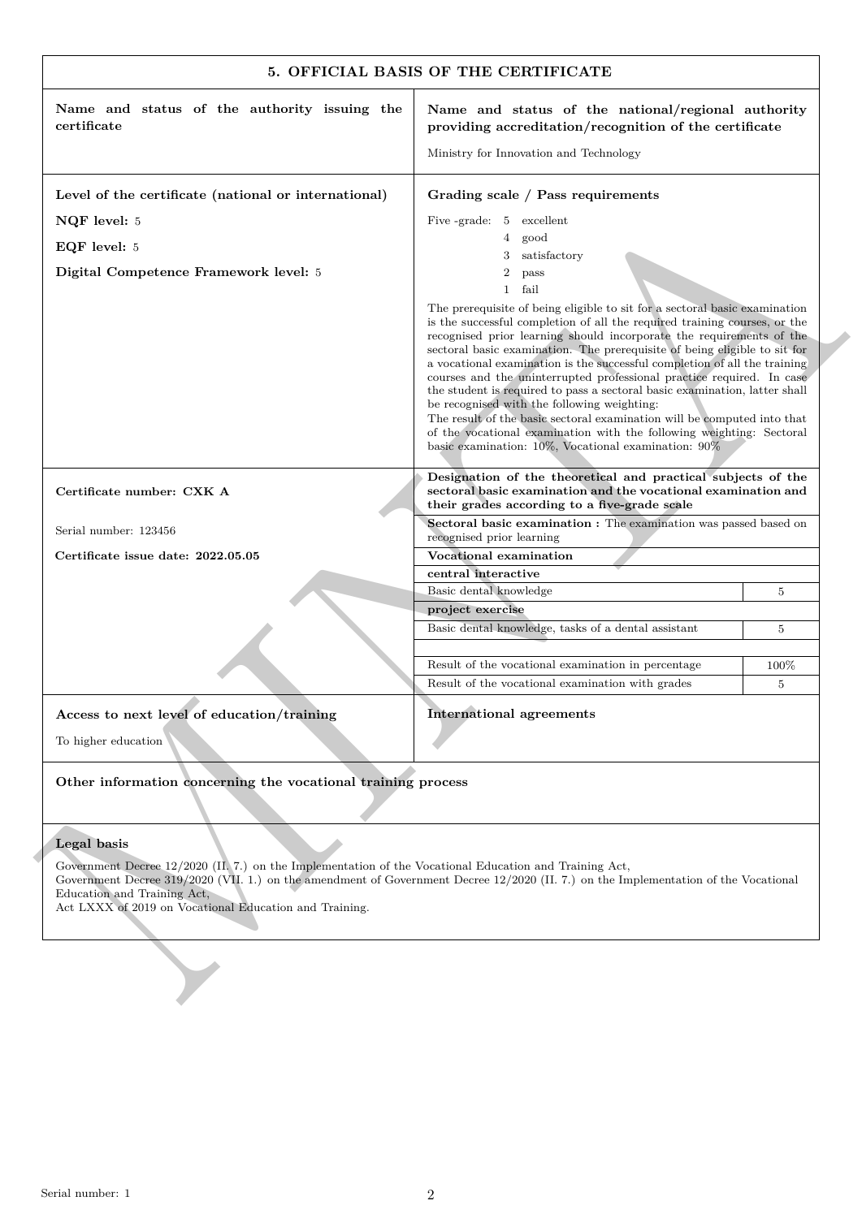## 5. OFFICIAL BASIS OF THE CERTIFICATE

| Name and status of the authority issuing the certificate | Name and status of the national/regional authority providing accreditation/recognition of the certificate |
|---|---|
| | Ministry for Innovation and Technology |

**Level of the certificate (national or international)**

**NQF level:** 5

**EQF level:** 5

**Digital Competence Framework level:** 5

**Grading scale / Pass requirements**

Five -grade:
- 5 excellent
- 4 good
- 3 satisfactory
- 2 pass
- 1 fail

The prerequisite of being eligible to sit for a sectoral basic examination is the successful completion of all the required training courses, or the recognised prior learning should incorporate the requirements of the sectoral basic examination. The prerequisite of being eligible to sit for a vocational examination is the successful completion of all the training courses and the uninterrupted professional practice required. In case the student is required to pass a sectoral basic examination, latter shall be recognised with the following weighting:
The result of the basic sectoral examination will be computed into that of the vocational examination with the following weighting: Sectoral basic examination: 10%, Vocational examination: 90%

**Certificate number: CXK A**

Serial number: 123456

**Certificate issue date: 2022.05.05**

**Designation of the theoretical and practical subjects of the sectoral basic examination and the vocational examination and their grades according to a five-grade scale**

| | |
|---|---|
| **Sectoral basic examination :** The examination was passed based on recognised prior learning | |
| **Vocational examination** | |
| **central interactive** | |
| Basic dental knowledge | 5 |
| **project exercise** | |
| Basic dental knowledge, tasks of a dental assistant | 5 |
| | |
| Result of the vocational examination in percentage | 100% |
| Result of the vocational examination with grades | 5 |

**Access to next level of education/training**

To higher education

**International agreements**

**Other information concerning the vocational training process**

**Legal basis**

Government Decree 12/2020 (II. 7.) on the Implementation of the Vocational Education and Training Act,
Government Decree 319/2020 (VII. 1.) on the amendment of Government Decree 12/2020 (II. 7.) on the Implementation of the Vocational Education and Training Act,
Act LXXX of 2019 on Vocational Education and Training.

Serial number: 1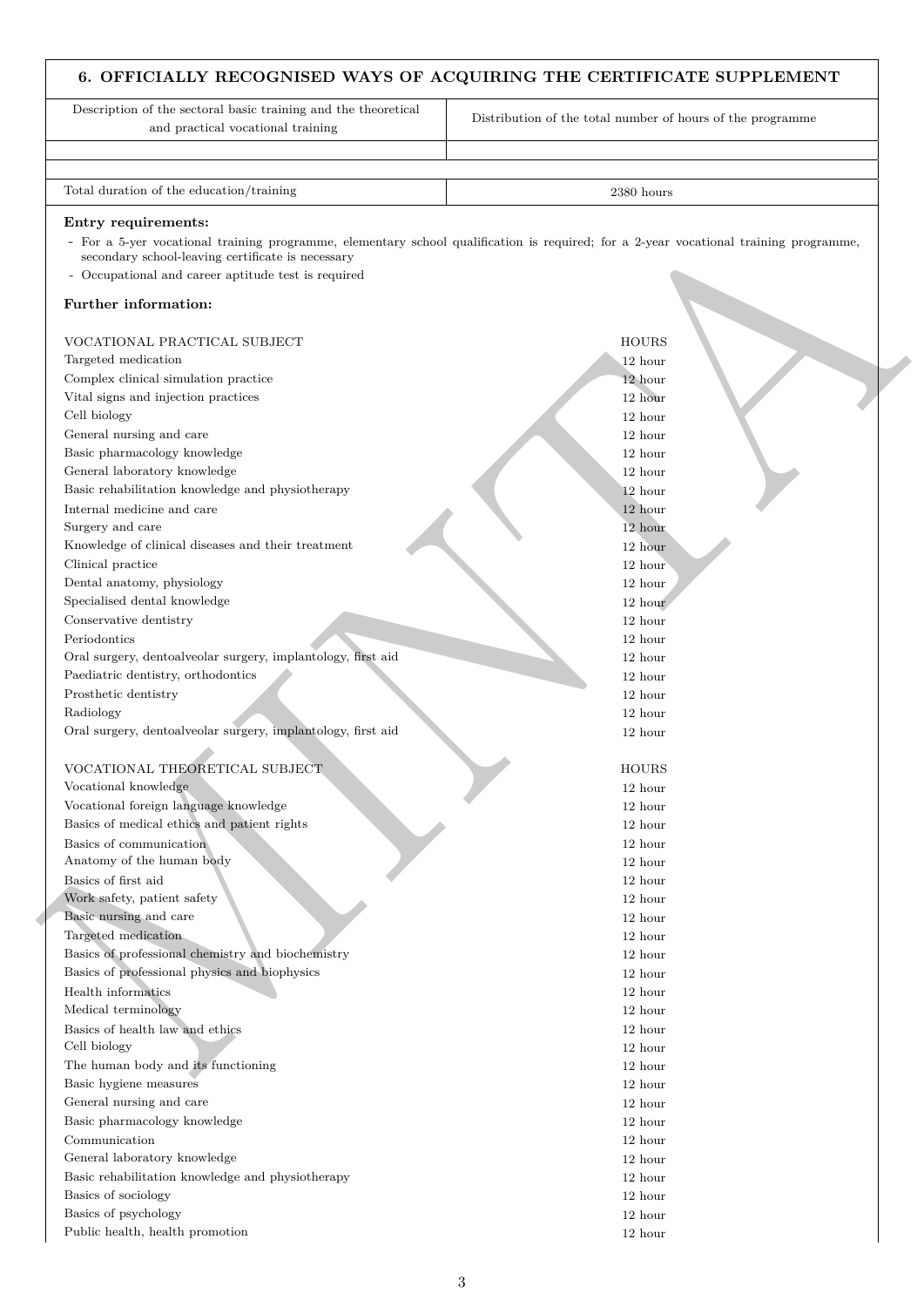| 6. OFFICIALLY RECOGNISED WAYS OF ACQUIRING THE CERTIFICATE SUPPLEMENT | |
|---|---|
| Description of the sectoral basic training and the theoretical and practical vocational training | Distribution of the total number of hours of the programme |
| | |
| Total duration of the education/training | 2380 hours |

**Entry requirements:**

- For a 5-yer vocational training programme, elementary school qualification is required; for a 2-year vocational training programme, secondary school-leaving certificate is necessary
- Occupational and career aptitude test is required

**Further information:**

| VOCATIONAL PRACTICAL SUBJECT | HOURS |
|---|---|
| Targeted medication | 12 hour |
| Complex clinical simulation practice | 12 hour |
| Vital signs and injection practices | 12 hour |
| Cell biology | 12 hour |
| General nursing and care | 12 hour |
| Basic pharmacology knowledge | 12 hour |
| General laboratory knowledge | 12 hour |
| Basic rehabilitation knowledge and physiotherapy | 12 hour |
| Internal medicine and care | 12 hour |
| Surgery and care | 12 hour |
| Knowledge of clinical diseases and their treatment | 12 hour |
| Clinical practice | 12 hour |
| Dental anatomy, physiology | 12 hour |
| Specialised dental knowledge | 12 hour |
| Conservative dentistry | 12 hour |
| Periodontics | 12 hour |
| Oral surgery, dentoalveolar surgery, implantology, first aid | 12 hour |
| Paediatric dentistry, orthodontics | 12 hour |
| Prosthetic dentistry | 12 hour |
| Radiology | 12 hour |
| Oral surgery, dentoalveolar surgery, implantology, first aid | 12 hour |

| VOCATIONAL THEORETICAL SUBJECT | HOURS |
|---|---|
| Vocational knowledge | 12 hour |
| Vocational foreign language knowledge | 12 hour |
| Basics of medical ethics and patient rights | 12 hour |
| Basics of communication | 12 hour |
| Anatomy of the human body | 12 hour |
| Basics of first aid | 12 hour |
| Work safety, patient safety | 12 hour |
| Basic nursing and care | 12 hour |
| Targeted medication | 12 hour |
| Basics of professional chemistry and biochemistry | 12 hour |
| Basics of professional physics and biophysics | 12 hour |
| Health informatics | 12 hour |
| Medical terminology | 12 hour |
| Basics of health law and ethics | 12 hour |
| Cell biology | 12 hour |
| The human body and its functioning | 12 hour |
| Basic hygiene measures | 12 hour |
| General nursing and care | 12 hour |
| Basic pharmacology knowledge | 12 hour |
| Communication | 12 hour |
| General laboratory knowledge | 12 hour |
| Basic rehabilitation knowledge and physiotherapy | 12 hour |
| Basics of sociology | 12 hour |
| Basics of psychology | 12 hour |
| Public health, health promotion | 12 hour |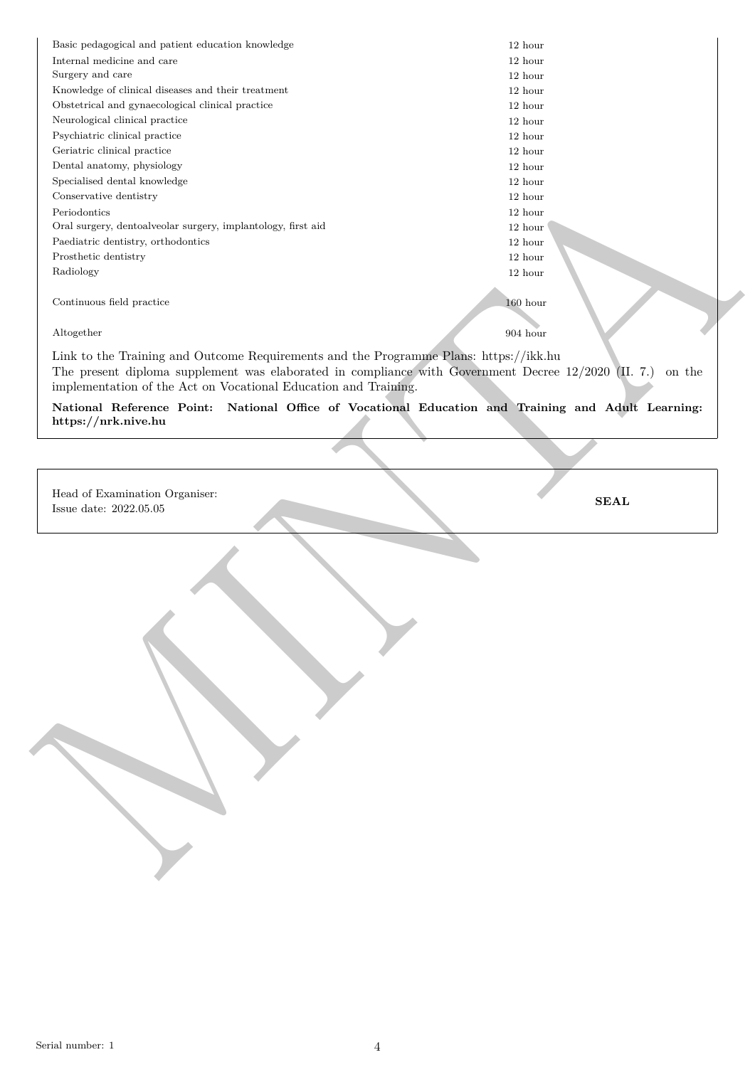| | |
|---|---|
| Basic pedagogical and patient education knowledge | 12 hour |
| Internal medicine and care | 12 hour |
| Surgery and care | 12 hour |
| Knowledge of clinical diseases and their treatment | 12 hour |
| Obstetrical and gynaecological clinical practice | 12 hour |
| Neurological clinical practice | 12 hour |
| Psychiatric clinical practice | 12 hour |
| Geriatric clinical practice | 12 hour |
| Dental anatomy, physiology | 12 hour |
| Specialised dental knowledge | 12 hour |
| Conservative dentistry | 12 hour |
| Periodontics | 12 hour |
| Oral surgery, dentoalveolar surgery, implantology, first aid | 12 hour |
| Paediatric dentistry, orthodontics | 12 hour |
| Prosthetic dentistry | 12 hour |
| Radiology | 12 hour |
| Continuous field practice | 160 hour |
| Altogether | 904 hour |

Link to the Training and Outcome Requirements and the Programme Plans: https://ikk.hu
The present diploma supplement was elaborated in compliance with Government Decree 12/2020 (II. 7.) on the implementation of the Act on Vocational Education and Training.

**National Reference Point: National Office of Vocational Education and Training and Adult Learning: https://nrk.nive.hu**

Head of Examination Organiser:
Issue date: 2022.05.05

**SEAL**

MINTA

Serial number: 1